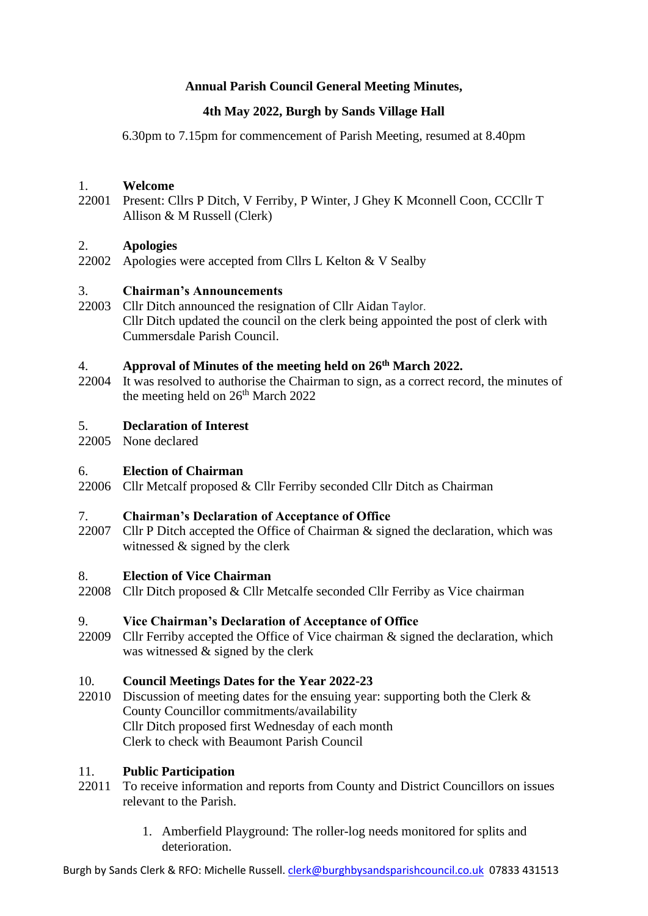**Annual Parish Council General Meeting Minutes,**

**4th May 2022, Burgh by Sands Village Hall**

6.30pm to 7.15pm for commencement of Parish Meeting, resumed at 8.40pm

1. **Welcome**

22001 Present: Cllrs P Ditch, V Ferriby, P Winter, J Ghey K Mconnell Coon, CCCllr T Allison & M Russell (Clerk)

2. **Apologies**

22002 Apologies were accepted from Cllrs L Kelton & V Sealby

3. **Chairman's Announcements**

22003 Cllr Ditch announced the resignation of Cllr Aidan Taylor.
Cllr Ditch updated the council on the clerk being appointed the post of clerk with Cummersdale Parish Council.

4. **Approval of Minutes of the meeting held on 26th March 2022.**

22004 It was resolved to authorise the Chairman to sign, as a correct record, the minutes of the meeting held on 26th March 2022

5. **Declaration of Interest**

22005 None declared

6. **Election of Chairman**

22006 Cllr Metcalf proposed & Cllr Ferriby seconded Cllr Ditch as Chairman

7. **Chairman's Declaration of Acceptance of Office**

22007 Cllr P Ditch accepted the Office of Chairman & signed the declaration, which was witnessed & signed by the clerk

8. **Election of Vice Chairman**

22008 Cllr Ditch proposed & Cllr Metcalfe seconded Cllr Ferriby as Vice chairman

9. **Vice Chairman's Declaration of Acceptance of Office**

22009 Cllr Ferriby accepted the Office of Vice chairman & signed the declaration, which was witnessed & signed by the clerk

10. **Council Meetings Dates for the Year 2022-23**

22010 Discussion of meeting dates for the ensuing year: supporting both the Clerk & County Councillor commitments/availability
Cllr Ditch proposed first Wednesday of each month
Clerk to check with Beaumont Parish Council

11. **Public Participation**

22011 To receive information and reports from County and District Councillors on issues relevant to the Parish.

1. Amberfield Playground: The roller-log needs monitored for splits and deterioration.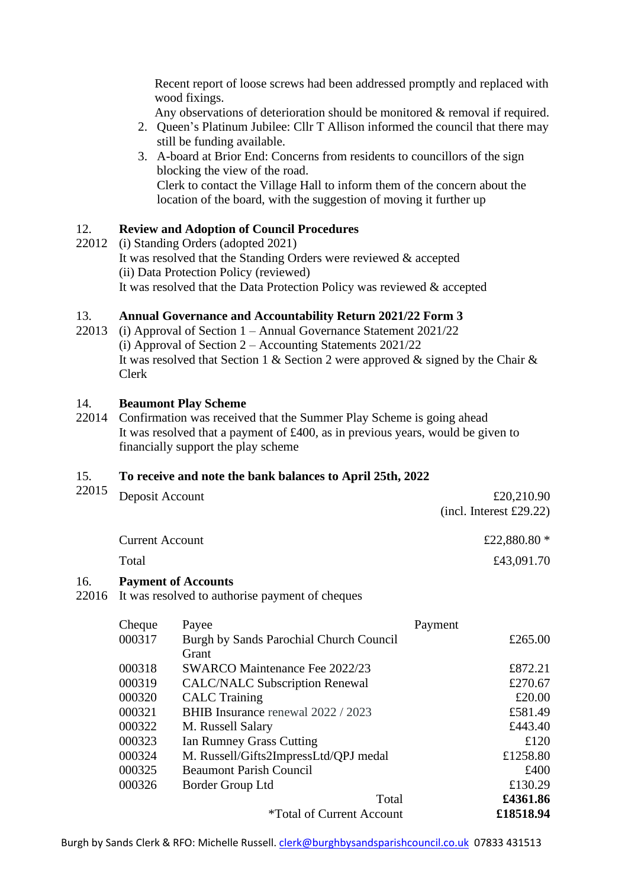Recent report of loose screws had been addressed promptly and replaced with wood fixings.
Any observations of deterioration should be monitored & removal if required.

2. Queen's Platinum Jubilee: Cllr T Allison informed the council that there may still be funding available.
3. A-board at Brior End: Concerns from residents to councillors of the sign blocking the view of the road.
   Clerk to contact the Village Hall to inform them of the concern about the location of the board, with the suggestion of moving it further up

**12. Review and Adoption of Council Procedures**

22012 (i) Standing Orders (adopted 2021)
It was resolved that the Standing Orders were reviewed & accepted
(ii) Data Protection Policy (reviewed)
It was resolved that the Data Protection Policy was reviewed & accepted

**13. Annual Governance and Accountability Return 2021/22 Form 3**

22013 (i) Approval of Section 1 – Annual Governance Statement 2021/22
(i) Approval of Section 2 – Accounting Statements 2021/22
It was resolved that Section 1 & Section 2 were approved & signed by the Chair & Clerk

**14. Beaumont Play Scheme**

22014 Confirmation was received that the Summer Play Scheme is going ahead
It was resolved that a payment of £400, as in previous years, would be given to financially support the play scheme

**15. To receive and note the bank balances to April 25th, 2022**

22015

| | |
|---|---|
| Deposit Account | £20,210.90 (incl. Interest £29.22) |
| Current Account | £22,880.80 * |
| Total | £43,091.70 |

**16. Payment of Accounts**

22016 It was resolved to authorise payment of cheques

| Cheque | Payee | Payment |
|---|---|---|
| 000317 | Burgh by Sands Parochial Church Council Grant | £265.00 |
| 000318 | SWARCO Maintenance Fee 2022/23 | £872.21 |
| 000319 | CALC/NALC Subscription Renewal | £270.67 |
| 000320 | CALC Training | £20.00 |
| 000321 | BHIB Insurance renewal 2022 / 2023 | £581.49 |
| 000322 | M. Russell Salary | £443.40 |
| 000323 | Ian Rumney Grass Cutting | £120 |
| 000324 | M. Russell/Gifts2ImpressLtd/QPJ medal | £1258.80 |
| 000325 | Beaumont Parish Council | £400 |
| 000326 | Border Group Ltd | £130.29 |
| | Total | **£4361.86** |
| | *Total of Current Account | **£18518.94** |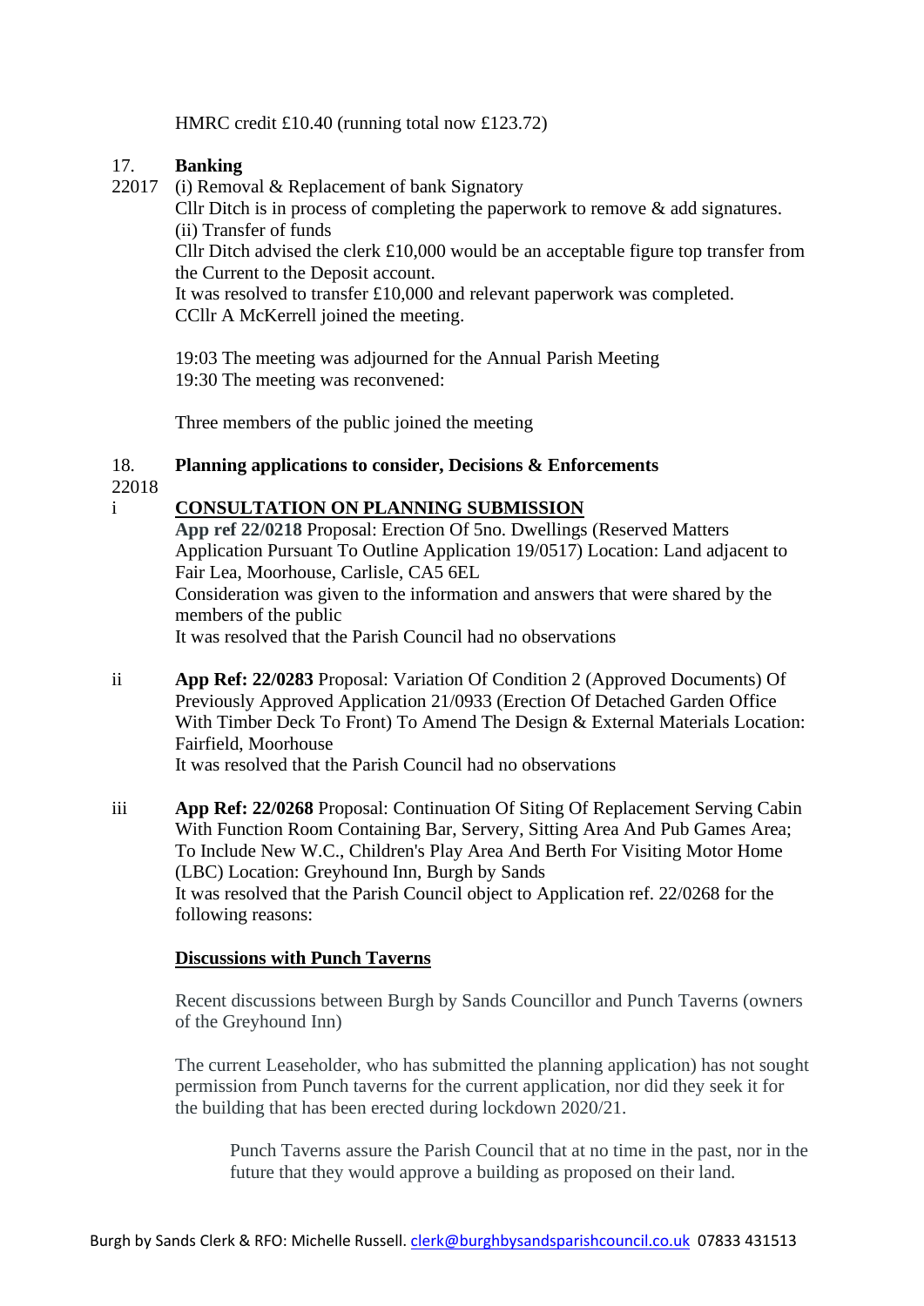HMRC credit £10.40 (running total now £123.72)

17. 22017 **Banking**

(i) Removal & Replacement of bank Signatory

Cllr Ditch is in process of completing the paperwork to remove & add signatures.

(ii) Transfer of funds

Cllr Ditch advised the clerk £10,000 would be an acceptable figure top transfer from the Current to the Deposit account.

It was resolved to transfer £10,000 and relevant paperwork was completed.

CCllr A McKerrell joined the meeting.

19:03 The meeting was adjourned for the Annual Parish Meeting

19:30 The meeting was reconvened:

Three members of the public joined the meeting

18. 22018 **Planning applications to consider, Decisions & Enforcements**

i **<u>CONSULTATION ON PLANNING SUBMISSION</u>**

**App ref 22/0218** Proposal: Erection Of 5no. Dwellings (Reserved Matters Application Pursuant To Outline Application 19/0517) Location: Land adjacent to Fair Lea, Moorhouse, Carlisle, CA5 6EL

Consideration was given to the information and answers that were shared by the members of the public

It was resolved that the Parish Council had no observations

ii **App Ref: 22/0283** Proposal: Variation Of Condition 2 (Approved Documents) Of Previously Approved Application 21/0933 (Erection Of Detached Garden Office With Timber Deck To Front) To Amend The Design & External Materials Location: Fairfield, Moorhouse

It was resolved that the Parish Council had no observations

iii **App Ref: 22/0268** Proposal: Continuation Of Siting Of Replacement Serving Cabin With Function Room Containing Bar, Servery, Sitting Area And Pub Games Area; To Include New W.C., Children's Play Area And Berth For Visiting Motor Home (LBC) Location: Greyhound Inn, Burgh by Sands

It was resolved that the Parish Council object to Application ref. 22/0268 for the following reasons:

**<u>Discussions with Punch Taverns</u>**

Recent discussions between Burgh by Sands Councillor and Punch Taverns (owners of the Greyhound Inn)

The current Leaseholder, who has submitted the planning application) has not sought permission from Punch taverns for the current application, nor did they seek it for the building that has been erected during lockdown 2020/21.

> Punch Taverns assure the Parish Council that at no time in the past, nor in the future that they would approve a building as proposed on their land.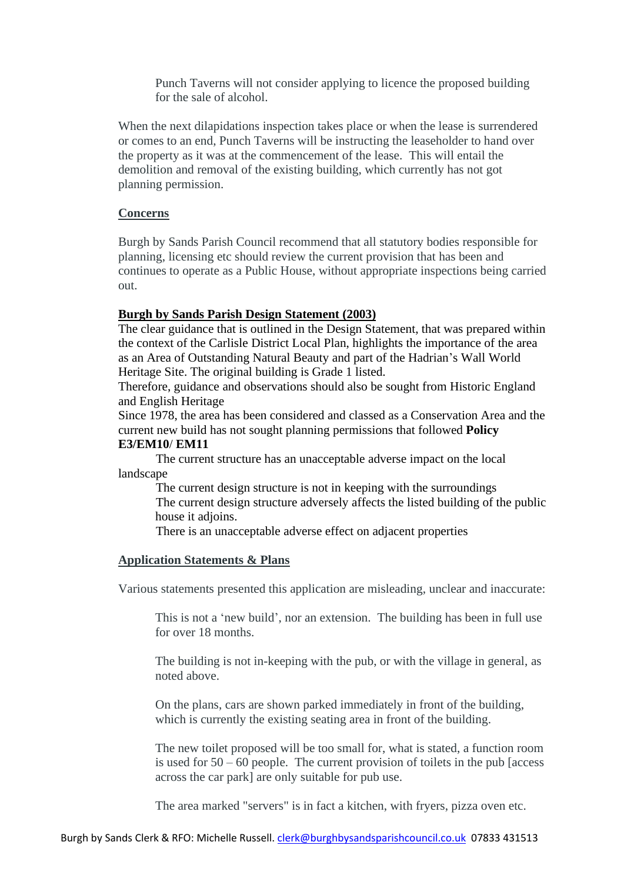Punch Taverns will not consider applying to licence the proposed building for the sale of alcohol.

When the next dilapidations inspection takes place or when the lease is surrendered or comes to an end, Punch Taverns will be instructing the leaseholder to hand over the property as it was at the commencement of the lease. This will entail the demolition and removal of the existing building, which currently has not got planning permission.

**Concerns**

Burgh by Sands Parish Council recommend that all statutory bodies responsible for planning, licensing etc should review the current provision that has been and continues to operate as a Public House, without appropriate inspections being carried out.

**Burgh by Sands Parish Design Statement (2003)**

The clear guidance that is outlined in the Design Statement, that was prepared within the context of the Carlisle District Local Plan, highlights the importance of the area as an Area of Outstanding Natural Beauty and part of the Hadrian's Wall World Heritage Site. The original building is Grade 1 listed.

Therefore, guidance and observations should also be sought from Historic England and English Heritage

Since 1978, the area has been considered and classed as a Conservation Area and the current new build has not sought planning permissions that followed **Policy E3/EM10/ EM11**

The current structure has an unacceptable adverse impact on the local landscape

The current design structure is not in keeping with the surroundings

The current design structure adversely affects the listed building of the public house it adjoins.

There is an unacceptable adverse effect on adjacent properties

**Application Statements & Plans**

Various statements presented this application are misleading, unclear and inaccurate:

This is not a 'new build', nor an extension. The building has been in full use for over 18 months.

The building is not in-keeping with the pub, or with the village in general, as noted above.

On the plans, cars are shown parked immediately in front of the building, which is currently the existing seating area in front of the building.

The new toilet proposed will be too small for, what is stated, a function room is used for 50 – 60 people. The current provision of toilets in the pub [access across the car park] are only suitable for pub use.

The area marked "servers" is in fact a kitchen, with fryers, pizza oven etc.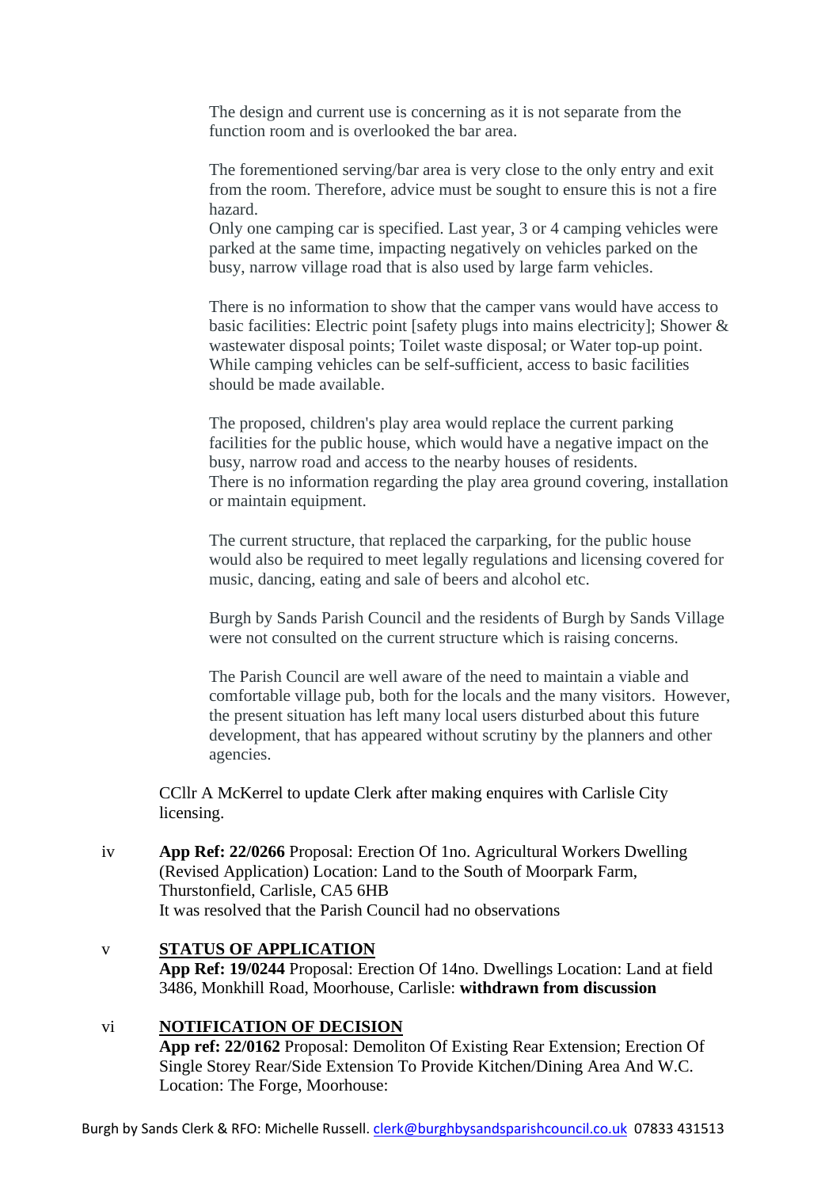The design and current use is concerning as it is not separate from the function room and is overlooked the bar area.

The forementioned serving/bar area is very close to the only entry and exit from the room. Therefore, advice must be sought to ensure this is not a fire hazard.
Only one camping car is specified. Last year, 3 or 4 camping vehicles were parked at the same time, impacting negatively on vehicles parked on the busy, narrow village road that is also used by large farm vehicles.

There is no information to show that the camper vans would have access to basic facilities: Electric point [safety plugs into mains electricity]; Shower & wastewater disposal points; Toilet waste disposal; or Water top-up point. While camping vehicles can be self-sufficient, access to basic facilities should be made available.

The proposed, children's play area would replace the current parking facilities for the public house, which would have a negative impact on the busy, narrow road and access to the nearby houses of residents.
There is no information regarding the play area ground covering, installation or maintain equipment.

The current structure, that replaced the carparking, for the public house would also be required to meet legally regulations and licensing covered for music, dancing, eating and sale of beers and alcohol etc.

Burgh by Sands Parish Council and the residents of Burgh by Sands Village were not consulted on the current structure which is raising concerns.

The Parish Council are well aware of the need to maintain a viable and comfortable village pub, both for the locals and the many visitors. However, the present situation has left many local users disturbed about this future development, that has appeared without scrutiny by the planners and other agencies.

CCllr A McKerrel to update Clerk after making enquires with Carlisle City licensing.

iv **App Ref: 22/0266** Proposal: Erection Of 1no. Agricultural Workers Dwelling (Revised Application) Location: Land to the South of Moorpark Farm, Thurstonfield, Carlisle, CA5 6HB
It was resolved that the Parish Council had no observations

v **STATUS OF APPLICATION**
**App Ref: 19/0244** Proposal: Erection Of 14no. Dwellings Location: Land at field 3486, Monkhill Road, Moorhouse, Carlisle: **withdrawn from discussion**

vi **NOTIFICATION OF DECISION**
**App ref: 22/0162** Proposal: Demoliton Of Existing Rear Extension; Erection Of Single Storey Rear/Side Extension To Provide Kitchen/Dining Area And W.C. Location: The Forge, Moorhouse: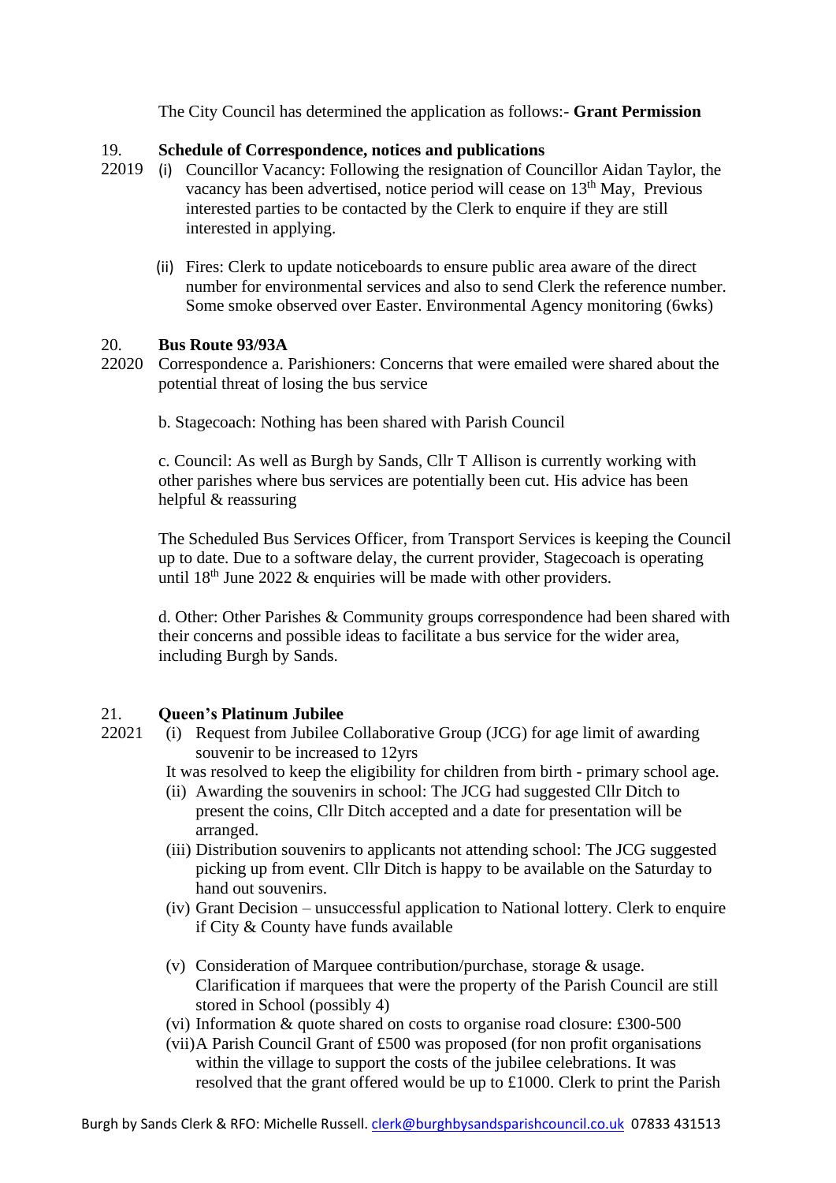The City Council has determined the application as follows:- **Grant Permission**

**19. Schedule of Correspondence, notices and publications**

22019

(i) Councillor Vacancy: Following the resignation of Councillor Aidan Taylor, the vacancy has been advertised, notice period will cease on 13th May, Previous interested parties to be contacted by the Clerk to enquire if they are still interested in applying.

(ii) Fires: Clerk to update noticeboards to ensure public area aware of the direct number for environmental services and also to send Clerk the reference number. Some smoke observed over Easter. Environmental Agency monitoring (6wks)

**20. Bus Route 93/93A**

22020

Correspondence a. Parishioners: Concerns that were emailed were shared about the potential threat of losing the bus service

b. Stagecoach: Nothing has been shared with Parish Council

c. Council: As well as Burgh by Sands, Cllr T Allison is currently working with other parishes where bus services are potentially been cut. His advice has been helpful & reassuring

The Scheduled Bus Services Officer, from Transport Services is keeping the Council up to date. Due to a software delay, the current provider, Stagecoach is operating until 18th June 2022 & enquiries will be made with other providers.

d. Other: Other Parishes & Community groups correspondence had been shared with their concerns and possible ideas to facilitate a bus service for the wider area, including Burgh by Sands.

**21. Queen's Platinum Jubilee**

22021

(i) Request from Jubilee Collaborative Group (JCG) for age limit of awarding souvenir to be increased to 12yrs

It was resolved to keep the eligibility for children from birth - primary school age.

(ii) Awarding the souvenirs in school: The JCG had suggested Cllr Ditch to present the coins, Cllr Ditch accepted and a date for presentation will be arranged.

(iii) Distribution souvenirs to applicants not attending school: The JCG suggested picking up from event. Cllr Ditch is happy to be available on the Saturday to hand out souvenirs.

(iv) Grant Decision – unsuccessful application to National lottery. Clerk to enquire if City & County have funds available

(v) Consideration of Marquee contribution/purchase, storage & usage. Clarification if marquees that were the property of the Parish Council are still stored in School (possibly 4)

(vi) Information & quote shared on costs to organise road closure: £300-500

(vii) A Parish Council Grant of £500 was proposed (for non profit organisations within the village to support the costs of the jubilee celebrations. It was resolved that the grant offered would be up to £1000. Clerk to print the Parish

Burgh by Sands Clerk & RFO: Michelle Russell. clerk@burghbysandsparishcouncil.co.uk 07833 431513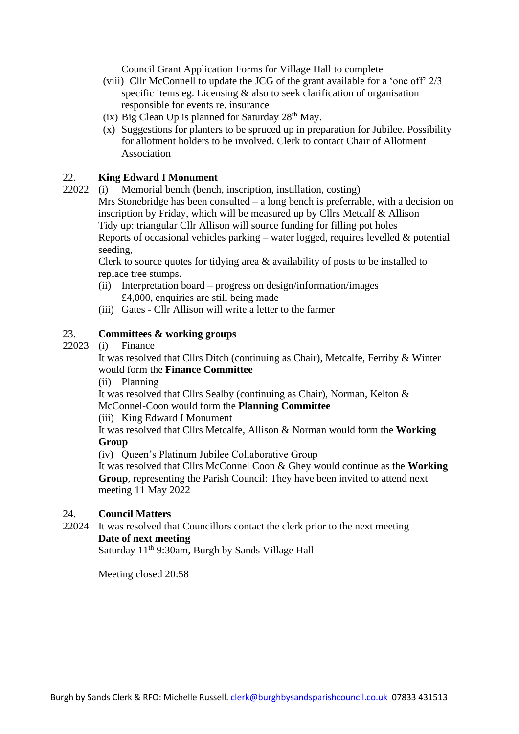Council Grant Application Forms for Village Hall to complete

(viii) Cllr McConnell to update the JCG of the grant available for a 'one off' 2/3 specific items eg. Licensing & also to seek clarification of organisation responsible for events re. insurance

(ix) Big Clean Up is planned for Saturday 28th May.

(x) Suggestions for planters to be spruced up in preparation for Jubilee. Possibility for allotment holders to be involved. Clerk to contact Chair of Allotment Association

22. **King Edward I Monument**

22022 (i) Memorial bench (bench, inscription, instillation, costing)

Mrs Stonebridge has been consulted – a long bench is preferrable, with a decision on inscription by Friday, which will be measured up by Cllrs Metcalf & Allison

Tidy up: triangular Cllr Allison will source funding for filling pot holes

Reports of occasional vehicles parking – water logged, requires levelled & potential seeding,

Clerk to source quotes for tidying area & availability of posts to be installed to replace tree stumps.

(ii) Interpretation board – progress on design/information/images £4,000, enquiries are still being made

(iii) Gates - Cllr Allison will write a letter to the farmer

23. **Committees & working groups**

22023 (i) Finance

It was resolved that Cllrs Ditch (continuing as Chair), Metcalfe, Ferriby & Winter would form the **Finance Committee**

(ii) Planning

It was resolved that Cllrs Sealby (continuing as Chair), Norman, Kelton & McConnel-Coon would form the **Planning Committee**

(iii) King Edward I Monument

It was resolved that Cllrs Metcalfe, Allison & Norman would form the **Working Group**

(iv) Queen's Platinum Jubilee Collaborative Group

It was resolved that Cllrs McConnel Coon & Ghey would continue as the **Working Group**, representing the Parish Council: They have been invited to attend next meeting 11 May 2022

24. **Council Matters**

22024 It was resolved that Councillors contact the clerk prior to the next meeting

**Date of next meeting**

Saturday 11th 9:30am, Burgh by Sands Village Hall

Meeting closed 20:58